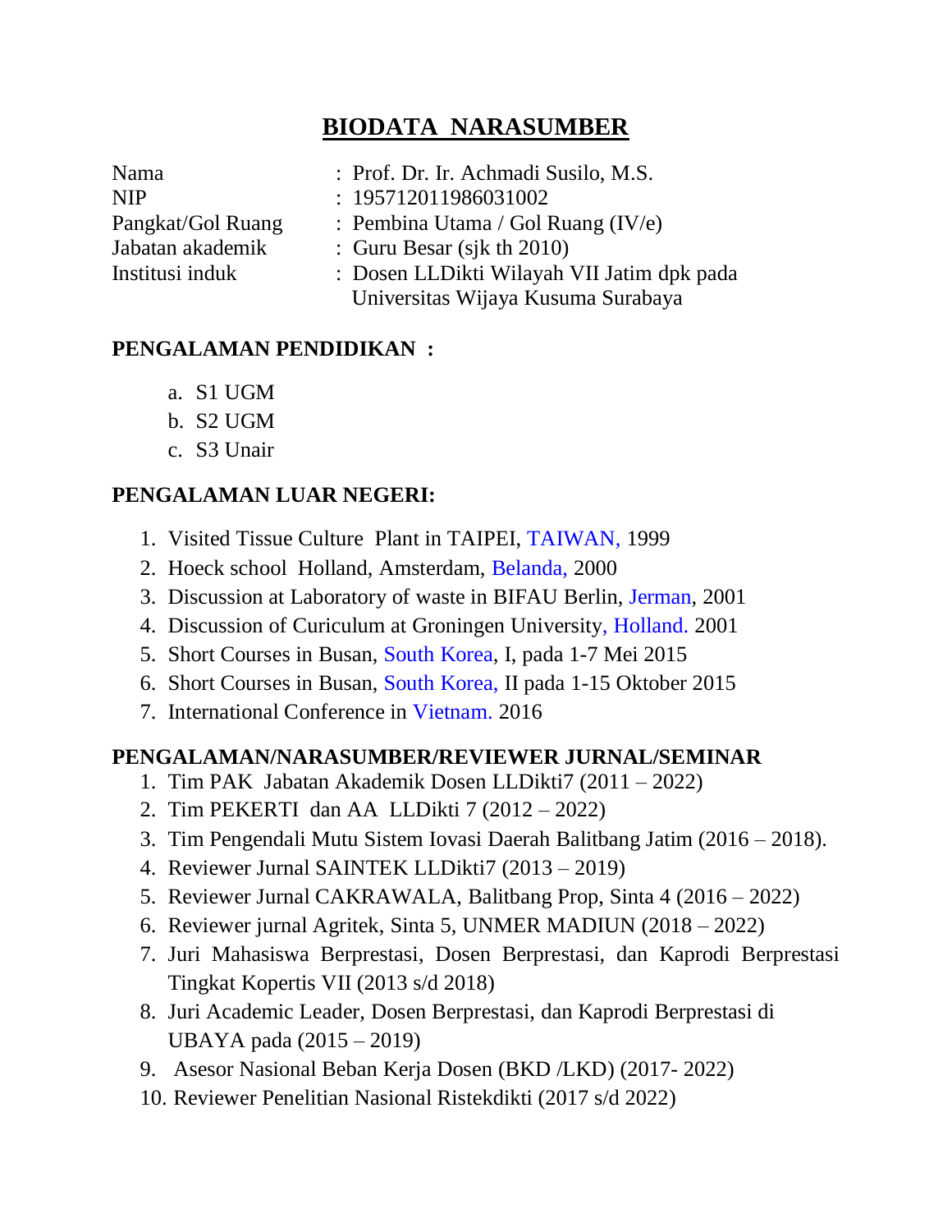# BIODATA NARASUMBER

| | |
|---|---|
| Nama | : Prof. Dr. Ir. Achmadi Susilo, M.S. |
| NIP | : 195712011986031002 |
| Pangkat/Gol Ruang | : Pembina Utama / Gol Ruang (IV/e) |
| Jabatan akademik | : Guru Besar (sjk th 2010) |
| Institusi induk | : Dosen LLDikti Wilayah VII Jatim dpk pada Universitas Wijaya Kusuma Surabaya |

**PENGALAMAN PENDIDIKAN :**

a. S1 UGM
b. S2 UGM
c. S3 Unair

**PENGALAMAN LUAR NEGERI:**

1. Visited Tissue Culture Plant in TAIPEI, TAIWAN, 1999
2. Hoeck school Holland, Amsterdam, Belanda, 2000
3. Discussion at Laboratory of waste in BIFAU Berlin, Jerman, 2001
4. Discussion of Curiculum at Groningen University, Holland. 2001
5. Short Courses in Busan, South Korea, I, pada 1-7 Mei 2015
6. Short Courses in Busan, South Korea, II pada 1-15 Oktober 2015
7. International Conference in Vietnam. 2016

**PENGALAMAN/NARASUMBER/REVIEWER JURNAL/SEMINAR**

1. Tim PAK Jabatan Akademik Dosen LLDikti7 (2011 – 2022)
2. Tim PEKERTI dan AA LLDikti 7 (2012 – 2022)
3. Tim Pengendali Mutu Sistem Iovasi Daerah Balitbang Jatim (2016 – 2018).
4. Reviewer Jurnal SAINTEK LLDikti7 (2013 – 2019)
5. Reviewer Jurnal CAKRAWALA, Balitbang Prop, Sinta 4 (2016 – 2022)
6. Reviewer jurnal Agritek, Sinta 5, UNMER MADIUN (2018 – 2022)
7. Juri Mahasiswa Berprestasi, Dosen Berprestasi, dan Kaprodi Berprestasi Tingkat Kopertis VII (2013 s/d 2018)
8. Juri Academic Leader, Dosen Berprestasi, dan Kaprodi Berprestasi di UBAYA pada (2015 – 2019)
9. Asesor Nasional Beban Kerja Dosen (BKD /LKD) (2017- 2022)
10. Reviewer Penelitian Nasional Ristekdikti (2017 s/d 2022)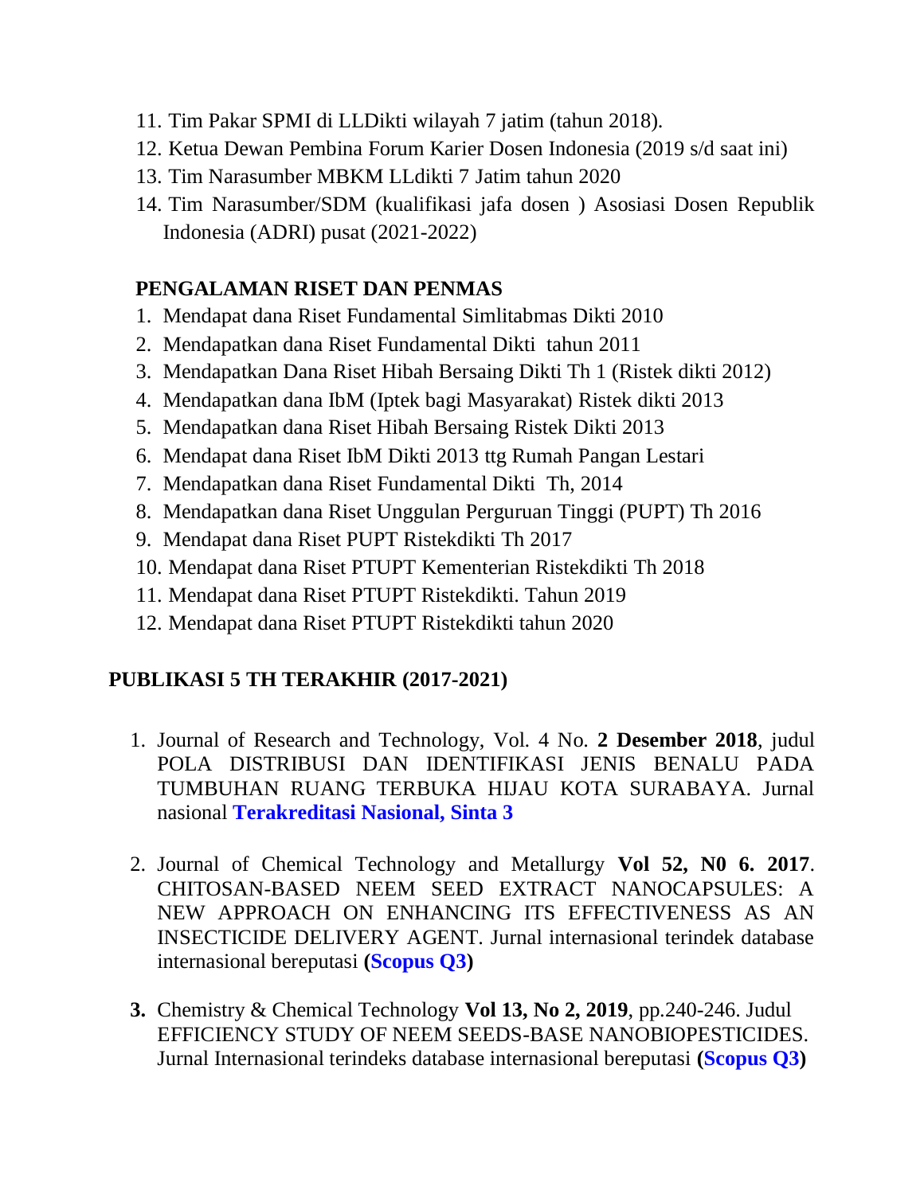11. Tim Pakar SPMI di LLDikti wilayah 7 jatim (tahun 2018).
12. Ketua Dewan Pembina Forum Karier Dosen Indonesia (2019 s/d saat ini)
13. Tim Narasumber MBKM LLdikti 7 Jatim tahun 2020
14. Tim Narasumber/SDM (kualifikasi jafa dosen ) Asosiasi Dosen Republik Indonesia (ADRI) pusat (2021-2022)

**PENGALAMAN RISET DAN PENMAS**

1. Mendapat dana Riset Fundamental Simlitabmas Dikti 2010
2. Mendapatkan dana Riset Fundamental Dikti tahun 2011
3. Mendapatkan Dana Riset Hibah Bersaing Dikti Th 1 (Ristek dikti 2012)
4. Mendapatkan dana IbM (Iptek bagi Masyarakat) Ristek dikti 2013
5. Mendapatkan dana Riset Hibah Bersaing Ristek Dikti 2013
6. Mendapat dana Riset IbM Dikti 2013 ttg Rumah Pangan Lestari
7. Mendapatkan dana Riset Fundamental Dikti Th, 2014
8. Mendapatkan dana Riset Unggulan Perguruan Tinggi (PUPT) Th 2016
9. Mendapat dana Riset PUPT Ristekdikti Th 2017
10. Mendapat dana Riset PTUPT Kementerian Ristekdikti Th 2018
11. Mendapat dana Riset PTUPT Ristekdikti. Tahun 2019
12. Mendapat dana Riset PTUPT Ristekdikti tahun 2020

**PUBLIKASI 5 TH TERAKHIR (2017-2021)**

1. Journal of Research and Technology, Vol. 4 No. **2 Desember 2018**, judul POLA DISTRIBUSI DAN IDENTIFIKASI JENIS BENALU PADA TUMBUHAN RUANG TERBUKA HIJAU KOTA SURABAYA. Jurnal nasional **Terakreditasi Nasional, Sinta 3**

2. Journal of Chemical Technology and Metallurgy **Vol 52, N0 6. 2017**. CHITOSAN-BASED NEEM SEED EXTRACT NANOCAPSULES: A NEW APPROACH ON ENHANCING ITS EFFECTIVENESS AS AN INSECTICIDE DELIVERY AGENT. Jurnal internasional terindek database internasional bereputasi **(Scopus Q3)**

3. Chemistry & Chemical Technology **Vol 13, No 2, 2019**, pp.240-246. Judul EFFICIENCY STUDY OF NEEM SEEDS-BASE NANOBIOPESTICIDES. Jurnal Internasional terindeks database internasional bereputasi **(Scopus Q3)**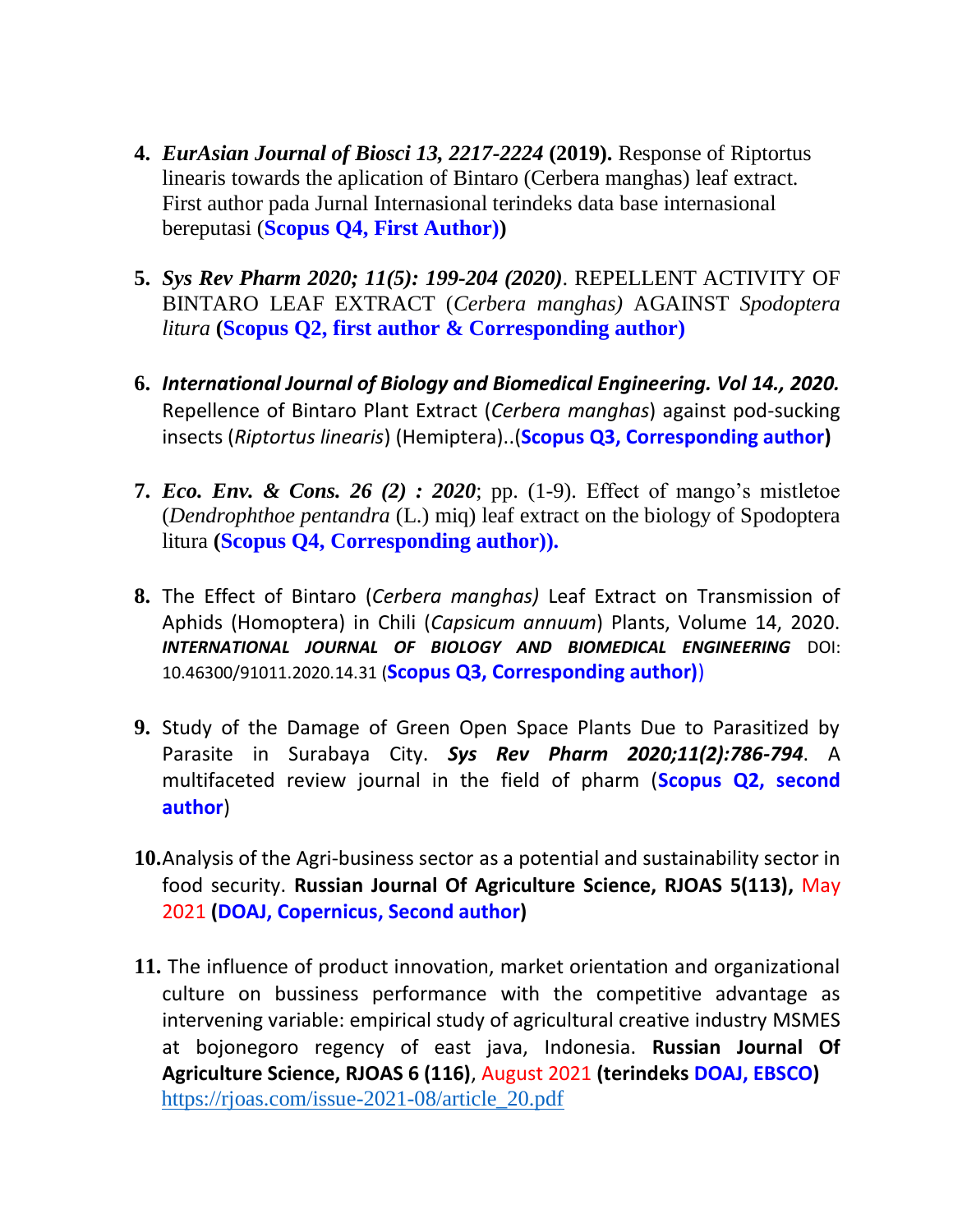4. ***EurAsian Journal of Biosci 13, 2217-2224* (2019).** Response of Riptortus linearis towards the aplication of Bintaro (Cerbera manghas) leaf extract. First author pada Jurnal Internasional terindeks data base internasional bereputasi (**Scopus Q4, First Author)**)

5. ***Sys Rev Pharm 2020; 11(5): 199-204 (2020)***. REPELLENT ACTIVITY OF BINTARO LEAF EXTRACT (*Cerbera manghas)* AGAINST *Spodoptera litura* **(Scopus Q2, first author & Corresponding author)**

6. ***International Journal of Biology and Biomedical Engineering. Vol 14., 2020.*** Repellence of Bintaro Plant Extract (*Cerbera manghas*) against pod-sucking insects (*Riptortus linearis*) (Hemiptera)..(**Scopus Q3, Corresponding author)**

7. ***Eco. Env. & Cons. 26 (2) : 2020***; pp. (1-9). Effect of mango's mistletoe (*Dendrophthoe pentandra* (L.) miq) leaf extract on the biology of Spodoptera litura **(Scopus Q4, Corresponding author)).**

8. The Effect of Bintaro (*Cerbera manghas)* Leaf Extract on Transmission of Aphids (Homoptera) in Chili (*Capsicum annuum*) Plants, Volume 14, 2020. ***INTERNATIONAL JOURNAL OF BIOLOGY AND BIOMEDICAL ENGINEERING*** DOI: 10.46300/91011.2020.14.31 (**Scopus Q3, Corresponding author)**)

9. Study of the Damage of Green Open Space Plants Due to Parasitized by Parasite in Surabaya City. ***Sys Rev Pharm 2020;11(2):786-794***. A multifaceted review journal in the field of pharm (**Scopus Q2, second author**)

10. Analysis of the Agri-business sector as a potential and sustainability sector in food security. **Russian Journal Of Agriculture Science, RJOAS 5(113),** May 2021 **(DOAJ, Copernicus, Second author)**

11. The influence of product innovation, market orientation and organizational culture on bussiness performance with the competitive advantage as intervening variable: empirical study of agricultural creative industry MSMES at bojonegoro regency of east java, Indonesia. **Russian Journal Of Agriculture Science, RJOAS 6 (116)**, August 2021 **(terindeks DOAJ, EBSCO)** https://rjoas.com/issue-2021-08/article_20.pdf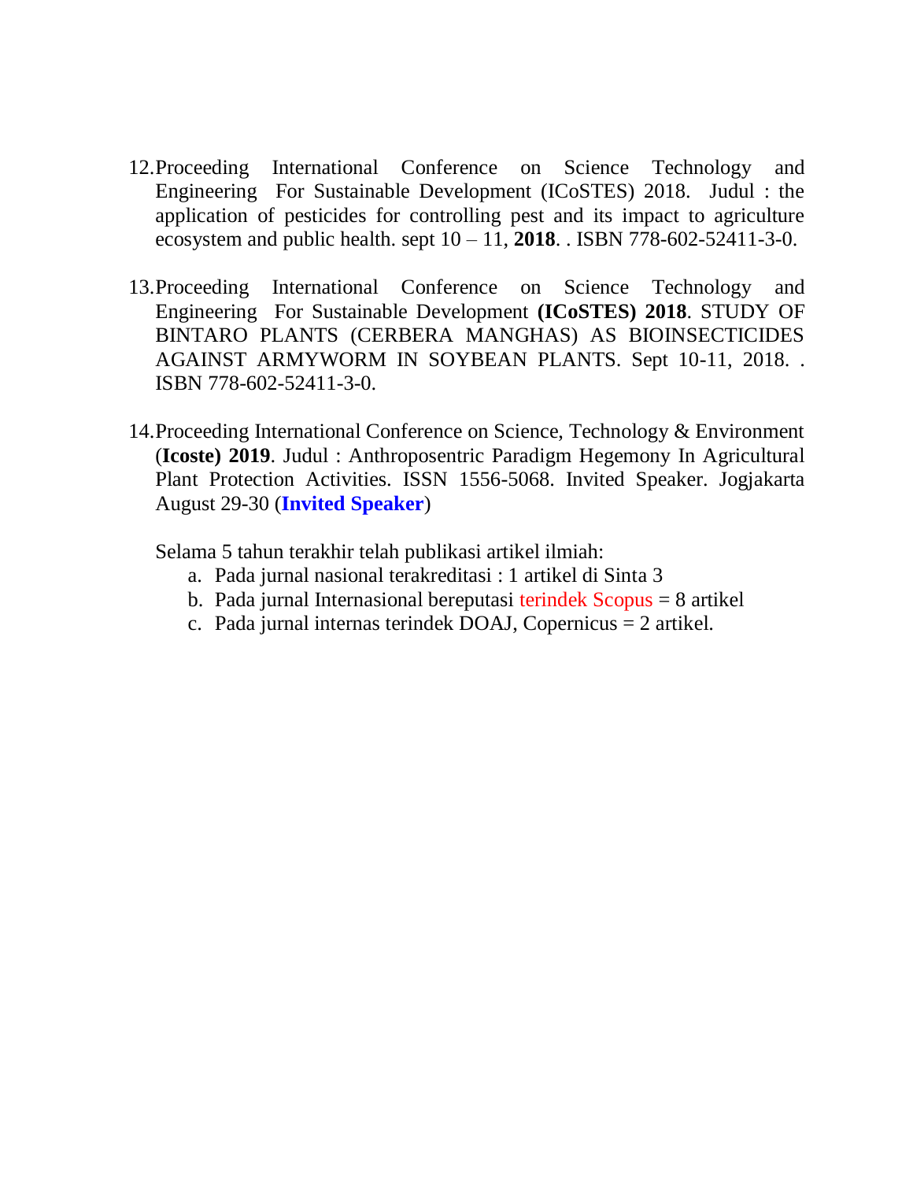12. Proceeding International Conference on Science Technology and Engineering For Sustainable Development (ICoSTES) 2018. Judul : the application of pesticides for controlling pest and its impact to agriculture ecosystem and public health. sept 10 – 11, **2018**. . ISBN 778-602-52411-3-0.

13. Proceeding International Conference on Science Technology and Engineering For Sustainable Development **(ICoSTES) 2018**. STUDY OF BINTARO PLANTS (CERBERA MANGHAS) AS BIOINSECTICIDES AGAINST ARMYWORM IN SOYBEAN PLANTS. Sept 10-11, 2018. . ISBN 778-602-52411-3-0.

14. Proceeding International Conference on Science, Technology & Environment (**Icoste) 2019**. Judul : Anthroposentric Paradigm Hegemony In Agricultural Plant Protection Activities. ISSN 1556-5068. Invited Speaker. Jogjakarta August 29-30 (**Invited Speaker**)

Selama 5 tahun terakhir telah publikasi artikel ilmiah:

a. Pada jurnal nasional terakreditasi : 1 artikel di Sinta 3
b. Pada jurnal Internasional bereputasi terindek Scopus = 8 artikel
c. Pada jurnal internas terindek DOAJ, Copernicus = 2 artikel.